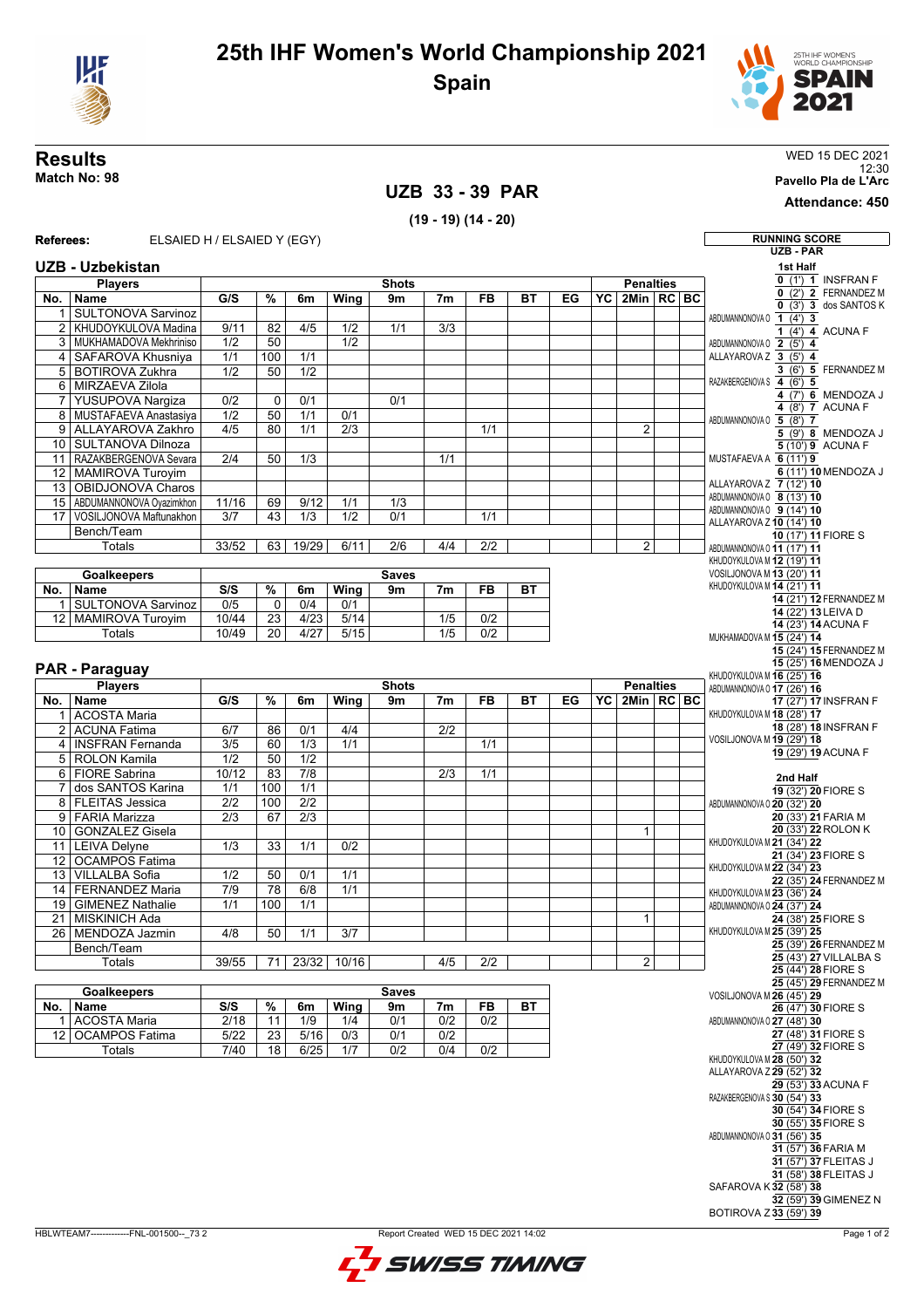# 25th IHF Women's World Championship 2021
## Spain

**Results**
**Match No: 98**

WED 15 DEC 2021
12:30
**Pavello Pla de L'Arc**
**Attendance: 450**

## UZB 33 - 39 PAR

**(19 - 19) (14 - 20)**

**Referees:** ELSAIED H / ELSAIED Y (EGY)

### UZB - Uzbekistan

| No. | Name | G/S | % | 6m | Wing | 9m | 7m | FB | BT | EG | YC | 2Min | RC | BC |
|---|---|---|---|---|---|---|---|---|---|---|---|---|---|---|
| 1 | SULTONOVA Sarvinoz | | | | | | | | | | | | | |
| 2 | KHUDOYKULOVA Madina | 9/11 | 82 | 4/5 | 1/2 | 1/1 | 3/3 | | | | | | | |
| 3 | MUKHAMADOVA Mekhriniso | 1/2 | 50 | | 1/2 | | | | | | | | | |
| 4 | SAFAROVA Khusniya | 1/1 | 100 | 1/1 | | | | | | | | | | |
| 5 | BOTIROVA Zukhra | 1/2 | 50 | 1/2 | | | | | | | | | | |
| 6 | MIRZAEVA Zilola | | | | | | | | | | | | | |
| 7 | YUSUPOVA Nargiza | 0/2 | 0 | 0/1 | | 0/1 | | | | | | | | |
| 8 | MUSTAFAEVA Anastasiya | 1/2 | 50 | 1/1 | 0/1 | | | | | | | | | |
| 9 | ALLAYAROVA Zakhro | 4/5 | 80 | 1/1 | 2/3 | | | 1/1 | | | | 2 | | |
| 10 | SULTANOVA Dilnoza | | | | | | | | | | | | | |
| 11 | RAZAKBERGENOVA Sevara | 2/4 | 50 | 1/3 | | | 1/1 | | | | | | | |
| 12 | MAMIROVA Turoyim | | | | | | | | | | | | | |
| 13 | OBIDJONOVA Charos | | | | | | | | | | | | | |
| 15 | ABDUMANNONOVA Oyazimkhon | 11/16 | 69 | 9/12 | 1/1 | 1/3 | | | | | | | | |
| 17 | VOSILJONOVA Maftunakhon | 3/7 | 43 | 1/3 | 1/2 | 0/1 | | 1/1 | | | | | | |
| | Bench/Team | | | | | | | | | | | | | |
| | Totals | 33/52 | 63 | 19/29 | 6/11 | 2/6 | 4/4 | 2/2 | | | | 2 | | |

| No. | Goalkeepers | S/S | % | 6m | Wing | 9m | 7m | FB | BT |
|---|---|---|---|---|---|---|---|---|---|
| 1 | SULTONOVA Sarvinoz | 0/5 | 0 | 0/4 | 0/1 | | | | |
| 12 | MAMIROVA Turoyim | 10/44 | 23 | 4/23 | 5/14 | | 1/5 | 0/2 | |
| | Totals | 10/49 | 20 | 4/27 | 5/15 | | 1/5 | 0/2 | |

### PAR - Paraguay

| No. | Name | G/S | % | 6m | Wing | 9m | 7m | FB | BT | EG | YC | 2Min | RC | BC |
|---|---|---|---|---|---|---|---|---|---|---|---|---|---|---|
| 1 | ACOSTA Maria | | | | | | | | | | | | | |
| 2 | ACUNA Fatima | 6/7 | 86 | 0/1 | 4/4 | | 2/2 | | | | | | | |
| 4 | INSFRAN Fernanda | 3/5 | 60 | 1/3 | 1/1 | | | 1/1 | | | | | | |
| 5 | ROLON Kamila | 1/2 | 50 | 1/2 | | | | | | | | | | |
| 6 | FIORE Sabrina | 10/12 | 83 | 7/8 | | | 2/3 | 1/1 | | | | | | |
| 7 | dos SANTOS Karina | 1/1 | 100 | 1/1 | | | | | | | | | | |
| 8 | FLEITAS Jessica | 2/2 | 100 | 2/2 | | | | | | | | | | |
| 9 | FARIA Marizza | 2/3 | 67 | 2/3 | | | | | | | | | | |
| 10 | GONZALEZ Gisela | | | | | | | | | | | 1 | | |
| 11 | LEIVA Delyne | 1/3 | 33 | 1/1 | 0/2 | | | | | | | | | |
| 12 | OCAMPOS Fatima | | | | | | | | | | | | | |
| 13 | VILLALBA Sofia | 1/2 | 50 | 0/1 | 1/1 | | | | | | | | | |
| 14 | FERNANDEZ Maria | 7/9 | 78 | 6/8 | 1/1 | | | | | | | | | |
| 19 | GIMENEZ Nathalie | 1/1 | 100 | 1/1 | | | | | | | | | | |
| 21 | MISKINICH Ada | | | | | | | | | | | 1 | | |
| 26 | MENDOZA Jazmin | 4/8 | 50 | 1/1 | 3/7 | | | | | | | | | |
| | Bench/Team | | | | | | | | | | | | | |
| | Totals | 39/55 | 71 | 23/32 | 10/16 | | 4/5 | 2/2 | | | | 2 | | |

| No. | Goalkeepers | S/S | % | 6m | Wing | 9m | 7m | FB | BT |
|---|---|---|---|---|---|---|---|---|---|
| 1 | ACOSTA Maria | 2/18 | 11 | 1/9 | 1/4 | 0/1 | 0/2 | 0/2 | |
| 12 | OCAMPOS Fatima | 5/22 | 23 | 5/16 | 0/3 | 0/1 | 0/2 | | |
| | Totals | 7/40 | 18 | 6/25 | 1/7 | 0/2 | 0/4 | 0/2 | |

### RUNNING SCORE UZB - PAR

**1st Half**

| UZB | Score (Time) | PAR |
|---|---|---|
| | 0 (1') 1 | INSFRAN F |
| | 0 (2') 2 | FERNANDEZ M |
| | 0 (3') 3 | dos SANTOS K |
| ABDUMANNONOVA O | 1 (4') 3 | |
| | 1 (4') 4 | ACUNA F |
| ABDUMANNONOVA O | 2 (5') 4 | |
| ALLAYAROVA Z | 3 (5') 4 | |
| | 3 (6') 5 | FERNANDEZ M |
| RAZAKBERGENOVA S | 4 (6') 5 | |
| | 4 (7') 6 | MENDOZA J |
| | 4 (8') 7 | ACUNA F |
| ABDUMANNONOVA O | 5 (8') 7 | |
| | 5 (9') 8 | MENDOZA J |
| | 5 (10') 9 | ACUNA F |
| MUSTAFAEVA A | 6 (11') 9 | |
| | 6 (11') 10 | MENDOZA J |
| ALLAYAROVA Z | 7 (12') 10 | |
| ABDUMANNONOVA O | 8 (13') 10 | |
| ABDUMANNONOVA O | 9 (14') 10 | |
| ALLAYAROVA Z | 10 (14') 10 | |
| | 10 (17') 11 | FIORE S |
| ABDUMANNONOVA O | 11 (17') 11 | |
| KHUDOYKULOVA M | 12 (19') 11 | |
| VOSILJONOVA M | 13 (20') 11 | |
| KHUDOYKULOVA M | 14 (21') 11 | |
| | 14 (21') 12 | FERNANDEZ M |
| | 14 (22') 13 | LEIVA D |
| | 14 (23') 14 | ACUNA F |
| MUKHAMADOVA M | 15 (24') 14 | |
| | 15 (24') 15 | FERNANDEZ M |
| | 15 (25') 16 | MENDOZA J |
| KHUDOYKULOVA M | 16 (25') 16 | |
| ABDUMANNONOVA O | 17 (26') 16 | |
| | 17 (27') 17 | INSFRAN F |
| KHUDOYKULOVA M | 18 (28') 17 | |
| | 18 (28') 18 | INSFRAN F |
| VOSILJONOVA M | 19 (29') 18 | |
| | 19 (29') 19 | ACUNA F |

**2nd Half**

| UZB | Score (Time) | PAR |
|---|---|---|
| | 19 (32') 20 | FIORE S |
| ABDUMANNONOVA O | 20 (32') 20 | |
| | 20 (33') 21 | FARIA M |
| | 20 (33') 22 | ROLON K |
| KHUDOYKULOVA M | 21 (34') 22 | |
| | 21 (34') 23 | FIORE S |
| KHUDOYKULOVA M | 22 (34') 23 | |
| | 22 (35') 24 | FERNANDEZ M |
| KHUDOYKULOVA M | 23 (36') 24 | |
| ABDUMANNONOVA O | 24 (37') 24 | |
| | 24 (38') 25 | FIORE S |
| KHUDOYKULOVA M | 25 (39') 25 | |
| | 25 (39') 26 | FERNANDEZ M |
| | 25 (43') 27 | VILLALBA S |
| | 25 (44') 28 | FIORE S |
| | 25 (45') 29 | FERNANDEZ M |
| VOSILJONOVA M | 26 (45') 29 | |
| | 26 (47') 30 | FIORE S |
| ABDUMANNONOVA O | 27 (48') 30 | |
| | 27 (48') 31 | FIORE S |
| | 27 (49') 32 | FIORE S |
| KHUDOYKULOVA M | 28 (50') 32 | |
| ALLAYAROVA Z | 29 (52') 32 | |
| | 29 (53') 33 | ACUNA F |
| RAZAKBERGENOVA S | 30 (54') 33 | |
| | 30 (54') 34 | FIORE S |
| | 30 (55') 35 | FIORE S |
| ABDUMANNONOVA O | 31 (56') 35 | |
| | 31 (57') 36 | FARIA M |
| | 31 (57') 37 | FLEITAS J |
| | 31 (58') 38 | FLEITAS J |
| SAFAROVA K | 32 (58') 38 | |
| | 32 (59') 39 | GIMENEZ N |
| BOTIROVA Z | 33 (59') 39 | |

HBLWTEAM7--------------FNL-001500--_73 2 Report Created WED 15 DEC 2021 14:02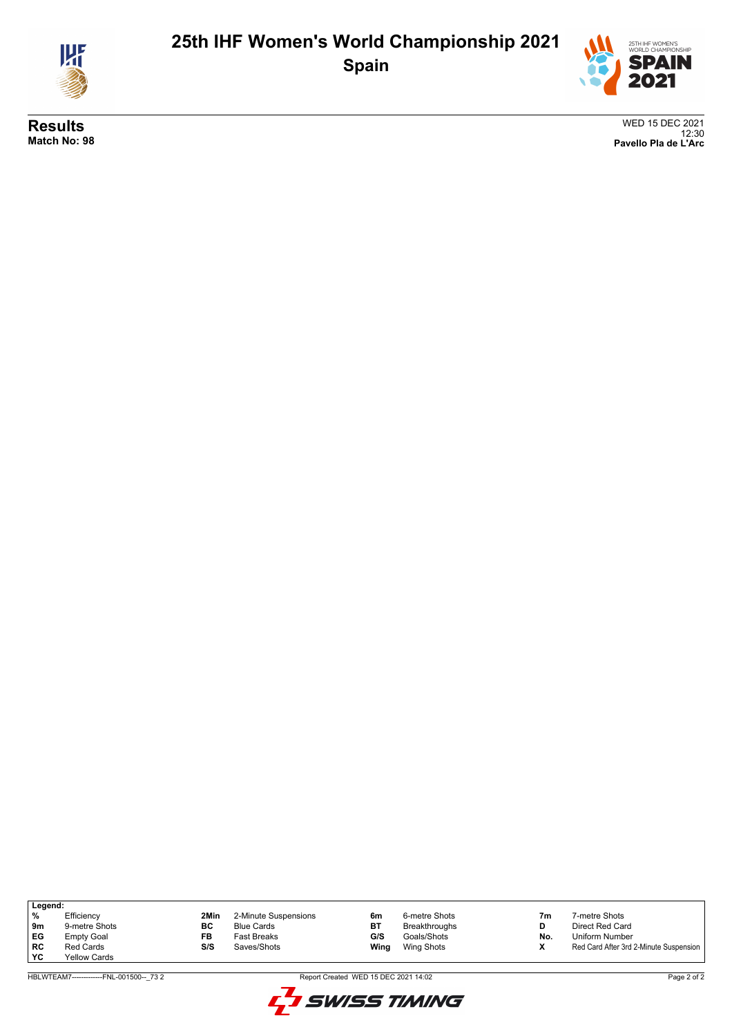# 25th IHF Women's World Championship 2021

## Spain

**Results**

**Match No: 98**

WED 15 DEC 2021

12:30

**Pavello Pla de L'Arc**

**Legend:**

| | | | | | | | |
|---|---|---|---|---|---|---|---|
| **%** | Efficiency | **2Min** | 2-Minute Suspensions | **6m** | 6-metre Shots | **7m** | 7-metre Shots |
| **9m** | 9-metre Shots | **BC** | Blue Cards | **BT** | Breakthroughs | **D** | Direct Red Card |
| **EG** | Empty Goal | **FB** | Fast Breaks | **G/S** | Goals/Shots | **No.** | Uniform Number |
| **RC** | Red Cards | **S/S** | Saves/Shots | **Wing** | Wing Shots | **X** | Red Card After 3rd 2-Minute Suspension |
| **YC** | Yellow Cards | | | | | | |

HBLWTEAM7-------------FNL-001500--_73 2 Report Created WED 15 DEC 2021 14:02